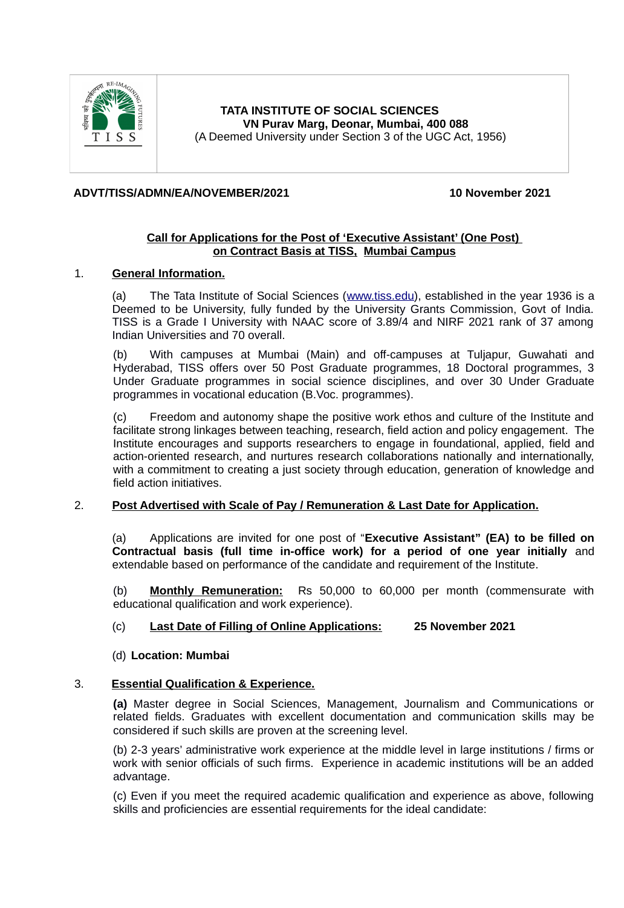**TATA INSTITUTE OF SOCIAL SCIENCES**
**VN Purav Marg, Deonar, Mumbai, 400 088**
(A Deemed University under Section 3 of the UGC Act, 1956)

**ADVT/TISS/ADMN/EA/NOVEMBER/2021** **10 November 2021**

## Call for Applications for the Post of 'Executive Assistant' (One Post) on Contract Basis at TISS, Mumbai Campus

### 1. General Information.

(a) The Tata Institute of Social Sciences (www.tiss.edu), established in the year 1936 is a Deemed to be University, fully funded by the University Grants Commission, Govt of India. TISS is a Grade I University with NAAC score of 3.89/4 and NIRF 2021 rank of 37 among Indian Universities and 70 overall.

(b) With campuses at Mumbai (Main) and off-campuses at Tuljapur, Guwahati and Hyderabad, TISS offers over 50 Post Graduate programmes, 18 Doctoral programmes, 3 Under Graduate programmes in social science disciplines, and over 30 Under Graduate programmes in vocational education (B.Voc. programmes).

(c) Freedom and autonomy shape the positive work ethos and culture of the Institute and facilitate strong linkages between teaching, research, field action and policy engagement. The Institute encourages and supports researchers to engage in foundational, applied, field and action-oriented research, and nurtures research collaborations nationally and internationally, with a commitment to creating a just society through education, generation of knowledge and field action initiatives.

### 2. Post Advertised with Scale of Pay / Remuneration & Last Date for Application.

(a) Applications are invited for one post of "**Executive Assistant" (EA) to be filled on Contractual basis (full time in-office work) for a period of one year initially** and extendable based on performance of the candidate and requirement of the Institute.

(b) **Monthly Remuneration:** Rs 50,000 to 60,000 per month (commensurate with educational qualification and work experience).

(c) **Last Date of Filling of Online Applications:** **25 November 2021**

(d) **Location: Mumbai**

### 3. Essential Qualification & Experience.

**(a)** Master degree in Social Sciences, Management, Journalism and Communications or related fields. Graduates with excellent documentation and communication skills may be considered if such skills are proven at the screening level.

(b) 2-3 years' administrative work experience at the middle level in large institutions / firms or work with senior officials of such firms. Experience in academic institutions will be an added advantage.

(c) Even if you meet the required academic qualification and experience as above, following skills and proficiencies are essential requirements for the ideal candidate: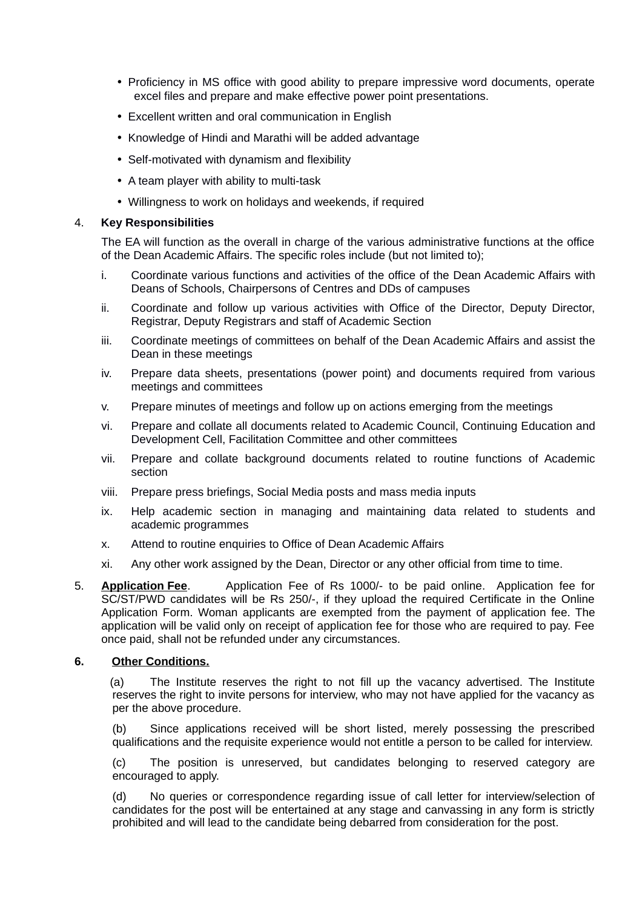- Proficiency in MS office with good ability to prepare impressive word documents, operate excel files and prepare and make effective power point presentations.
- Excellent written and oral communication in English
- Knowledge of Hindi and Marathi will be added advantage
- Self-motivated with dynamism and flexibility
- A team player with ability to multi-task
- Willingness to work on holidays and weekends, if required

4. **Key Responsibilities**

   The EA will function as the overall in charge of the various administrative functions at the office of the Dean Academic Affairs. The specific roles include (but not limited to);

   i. Coordinate various functions and activities of the office of the Dean Academic Affairs with Deans of Schools, Chairpersons of Centres and DDs of campuses

   ii. Coordinate and follow up various activities with Office of the Director, Deputy Director, Registrar, Deputy Registrars and staff of Academic Section

   iii. Coordinate meetings of committees on behalf of the Dean Academic Affairs and assist the Dean in these meetings

   iv. Prepare data sheets, presentations (power point) and documents required from various meetings and committees

   v. Prepare minutes of meetings and follow up on actions emerging from the meetings

   vi. Prepare and collate all documents related to Academic Council, Continuing Education and Development Cell, Facilitation Committee and other committees

   vii. Prepare and collate background documents related to routine functions of Academic section

   viii. Prepare press briefings, Social Media posts and mass media inputs

   ix. Help academic section in managing and maintaining data related to students and academic programmes

   x. Attend to routine enquiries to Office of Dean Academic Affairs

   xi. Any other work assigned by the Dean, Director or any other official from time to time.

5. **<u>Application Fee</u>**. Application Fee of Rs 1000/- to be paid online. Application fee for SC/ST/PWD candidates will be Rs 250/-, if they upload the required Certificate in the Online Application Form. Woman applicants are exempted from the payment of application fee. The application will be valid only on receipt of application fee for those who are required to pay. Fee once paid, shall not be refunded under any circumstances.

6. **<u>Other Conditions.</u>**

   (a) The Institute reserves the right to not fill up the vacancy advertised. The Institute reserves the right to invite persons for interview, who may not have applied for the vacancy as per the above procedure.

   (b) Since applications received will be short listed, merely possessing the prescribed qualifications and the requisite experience would not entitle a person to be called for interview.

   (c) The position is unreserved, but candidates belonging to reserved category are encouraged to apply.

   (d) No queries or correspondence regarding issue of call letter for interview/selection of candidates for the post will be entertained at any stage and canvassing in any form is strictly prohibited and will lead to the candidate being debarred from consideration for the post.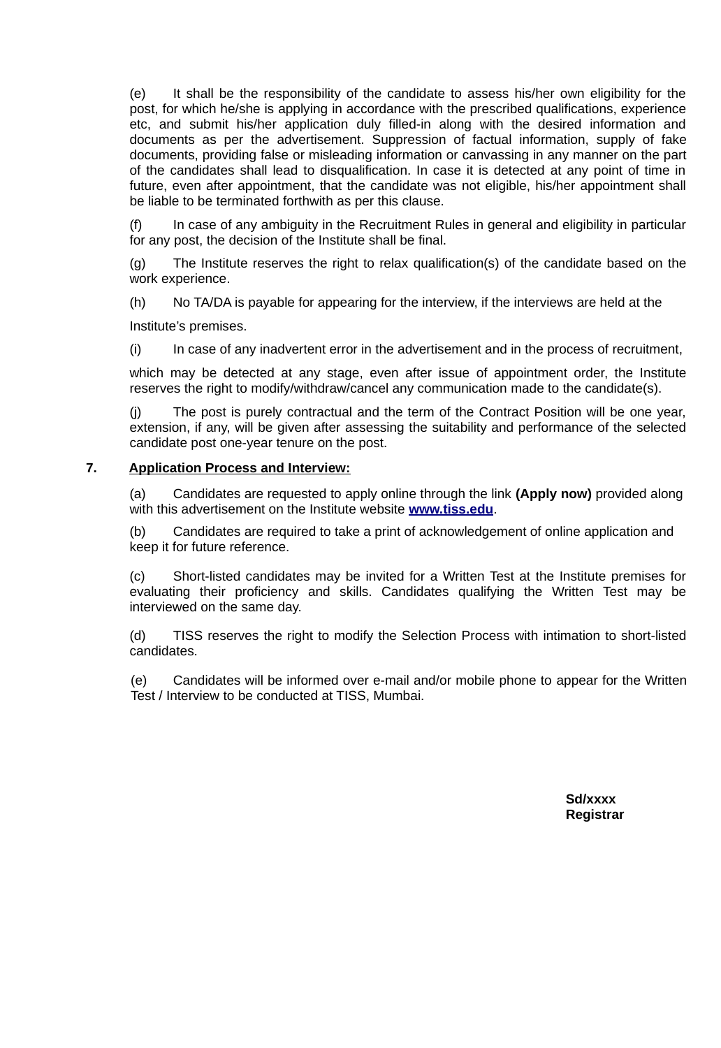(e) It shall be the responsibility of the candidate to assess his/her own eligibility for the post, for which he/she is applying in accordance with the prescribed qualifications, experience etc, and submit his/her application duly filled-in along with the desired information and documents as per the advertisement. Suppression of factual information, supply of fake documents, providing false or misleading information or canvassing in any manner on the part of the candidates shall lead to disqualification. In case it is detected at any point of time in future, even after appointment, that the candidate was not eligible, his/her appointment shall be liable to be terminated forthwith as per this clause.

(f) In case of any ambiguity in the Recruitment Rules in general and eligibility in particular for any post, the decision of the Institute shall be final.

(g) The Institute reserves the right to relax qualification(s) of the candidate based on the work experience.

(h) No TA/DA is payable for appearing for the interview, if the interviews are held at the

Institute's premises.

(i) In case of any inadvertent error in the advertisement and in the process of recruitment,

which may be detected at any stage, even after issue of appointment order, the Institute reserves the right to modify/withdraw/cancel any communication made to the candidate(s).

(j) The post is purely contractual and the term of the Contract Position will be one year, extension, if any, will be given after assessing the suitability and performance of the selected candidate post one-year tenure on the post.

**7. <u>Application Process and Interview:</u>**

(a) Candidates are requested to apply online through the link **(Apply now)** provided along with this advertisement on the Institute website **www.tiss.edu**.

(b) Candidates are required to take a print of acknowledgement of online application and keep it for future reference.

(c) Short-listed candidates may be invited for a Written Test at the Institute premises for evaluating their proficiency and skills. Candidates qualifying the Written Test may be interviewed on the same day.

(d) TISS reserves the right to modify the Selection Process with intimation to short-listed candidates.

(e) Candidates will be informed over e-mail and/or mobile phone to appear for the Written Test / Interview to be conducted at TISS, Mumbai.

**Sd/xxxx**
**Registrar**